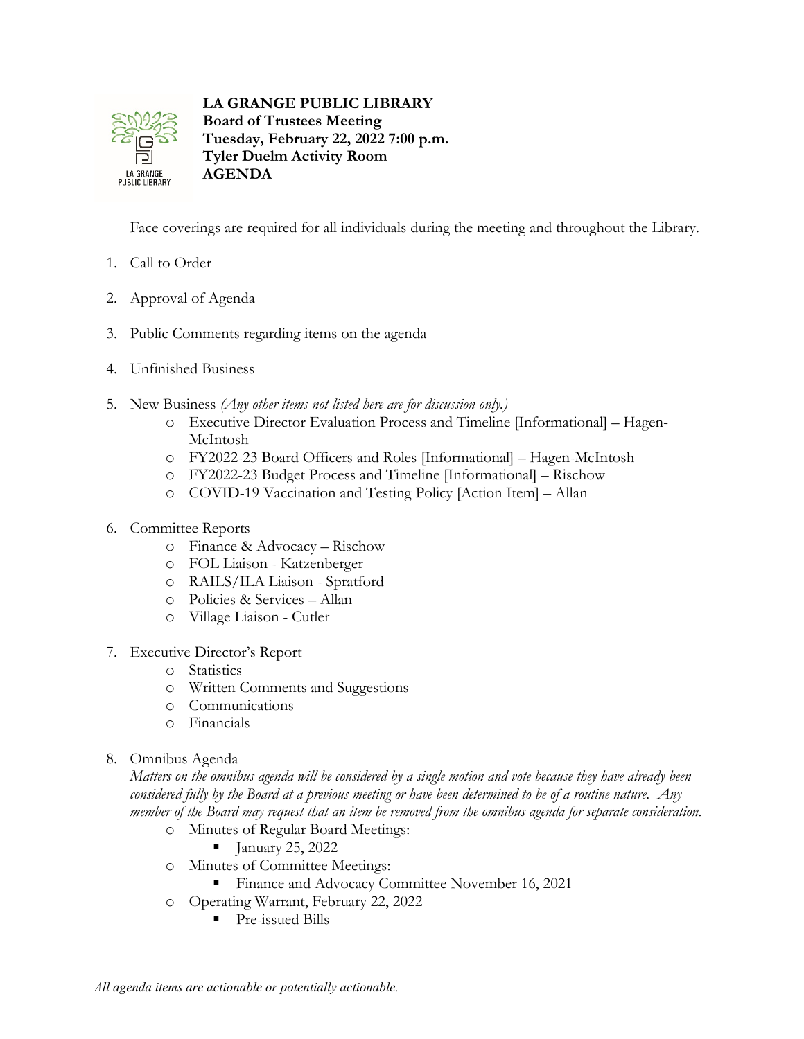**LA GRANGE PUBLIC LIBRARY**
**Board of Trustees Meeting**
**Tuesday, February 22, 2022 7:00 p.m.**
**Tyler Duelm Activity Room**
**AGENDA**

Face coverings are required for all individuals during the meeting and throughout the Library.

1. Call to Order
2. Approval of Agenda
3. Public Comments regarding items on the agenda
4. Unfinished Business
5. New Business *(Any other items not listed here are for discussion only.)*
    - Executive Director Evaluation Process and Timeline [Informational] – Hagen-McIntosh
    - FY2022-23 Board Officers and Roles [Informational] – Hagen-McIntosh
    - FY2022-23 Budget Process and Timeline [Informational] – Rischow
    - COVID-19 Vaccination and Testing Policy [Action Item] – Allan
6. Committee Reports
    - Finance & Advocacy – Rischow
    - FOL Liaison - Katzenberger
    - RAILS/ILA Liaison - Spratford
    - Policies & Services – Allan
    - Village Liaison - Cutler
7. Executive Director's Report
    - Statistics
    - Written Comments and Suggestions
    - Communications
    - Financials
8. Omnibus Agenda
   *Matters on the omnibus agenda will be considered by a single motion and vote because they have already been considered fully by the Board at a previous meeting or have been determined to be of a routine nature. Any member of the Board may request that an item be removed from the omnibus agenda for separate consideration.*
    - Minutes of Regular Board Meetings:
        - January 25, 2022
    - Minutes of Committee Meetings:
        - Finance and Advocacy Committee November 16, 2021
    - Operating Warrant, February 22, 2022
        - Pre-issued Bills

*All agenda items are actionable or potentially actionable.*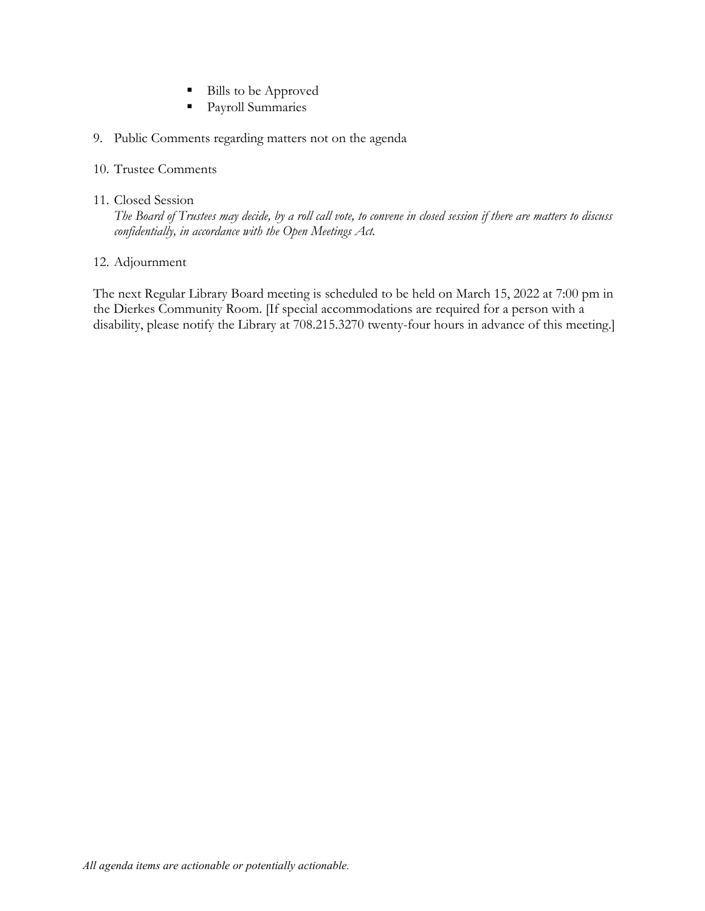- Bills to be Approved
- Payroll Summaries

9. Public Comments regarding matters not on the agenda

10. Trustee Comments

11. Closed Session
    *The Board of Trustees may decide, by a roll call vote, to convene in closed session if there are matters to discuss confidentially, in accordance with the Open Meetings Act.*

12. Adjournment

The next Regular Library Board meeting is scheduled to be held on March 15, 2022 at 7:00 pm in the Dierkes Community Room. [If special accommodations are required for a person with a disability, please notify the Library at 708.215.3270 twenty-four hours in advance of this meeting.]

*All agenda items are actionable or potentially actionable.*